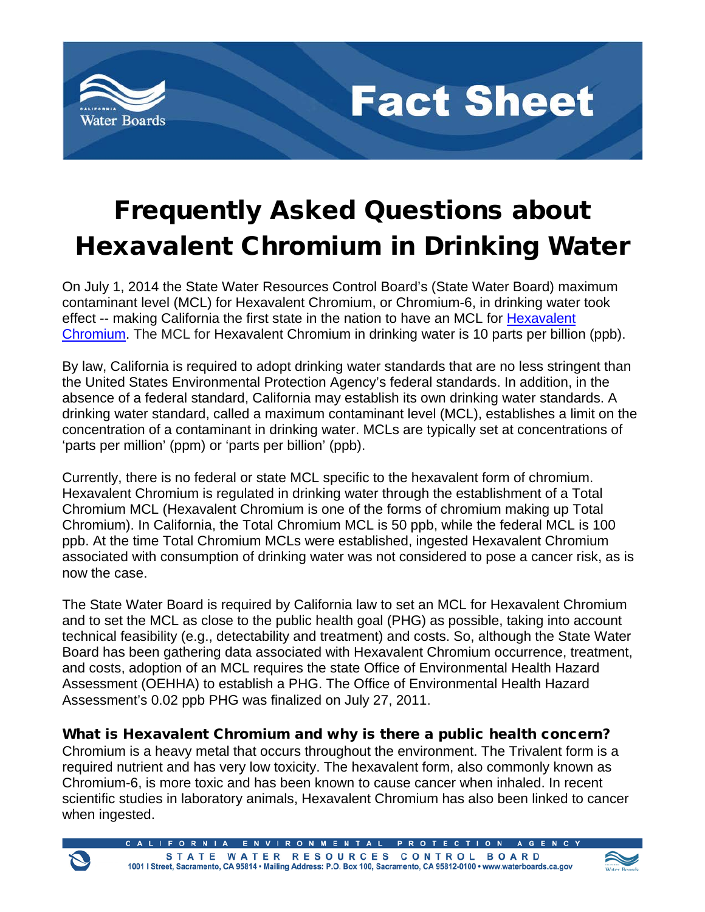# Fact Sheet

# Frequently Asked Questions about Hexavalent Chromium in Drinking Water

On July 1, 2014 the State Water Resources Control Board's (State Water Board) maximum contaminant level (MCL) for Hexavalent Chromium, or Chromium-6, in drinking water took effect -- making California the first state in the nation to have an MCL for Hexavalent Chromium. The MCL for Hexavalent Chromium in drinking water is 10 parts per billion (ppb).

By law, California is required to adopt drinking water standards that are no less stringent than the United States Environmental Protection Agency's federal standards. In addition, in the absence of a federal standard, California may establish its own drinking water standards. A drinking water standard, called a maximum contaminant level (MCL), establishes a limit on the concentration of a contaminant in drinking water. MCLs are typically set at concentrations of 'parts per million' (ppm) or 'parts per billion' (ppb).

Currently, there is no federal or state MCL specific to the hexavalent form of chromium. Hexavalent Chromium is regulated in drinking water through the establishment of a Total Chromium MCL (Hexavalent Chromium is one of the forms of chromium making up Total Chromium). In California, the Total Chromium MCL is 50 ppb, while the federal MCL is 100 ppb. At the time Total Chromium MCLs were established, ingested Hexavalent Chromium associated with consumption of drinking water was not considered to pose a cancer risk, as is now the case.

The State Water Board is required by California law to set an MCL for Hexavalent Chromium and to set the MCL as close to the public health goal (PHG) as possible, taking into account technical feasibility (e.g., detectability and treatment) and costs. So, although the State Water Board has been gathering data associated with Hexavalent Chromium occurrence, treatment, and costs, adoption of an MCL requires the state Office of Environmental Health Hazard Assessment (OEHHA) to establish a PHG. The Office of Environmental Health Hazard Assessment's 0.02 ppb PHG was finalized on July 27, 2011.

### What is Hexavalent Chromium and why is there a public health concern?

Chromium is a heavy metal that occurs throughout the environment. The Trivalent form is a required nutrient and has very low toxicity. The hexavalent form, also commonly known as Chromium-6, is more toxic and has been known to cause cancer when inhaled. In recent scientific studies in laboratory animals, Hexavalent Chromium has also been linked to cancer when ingested.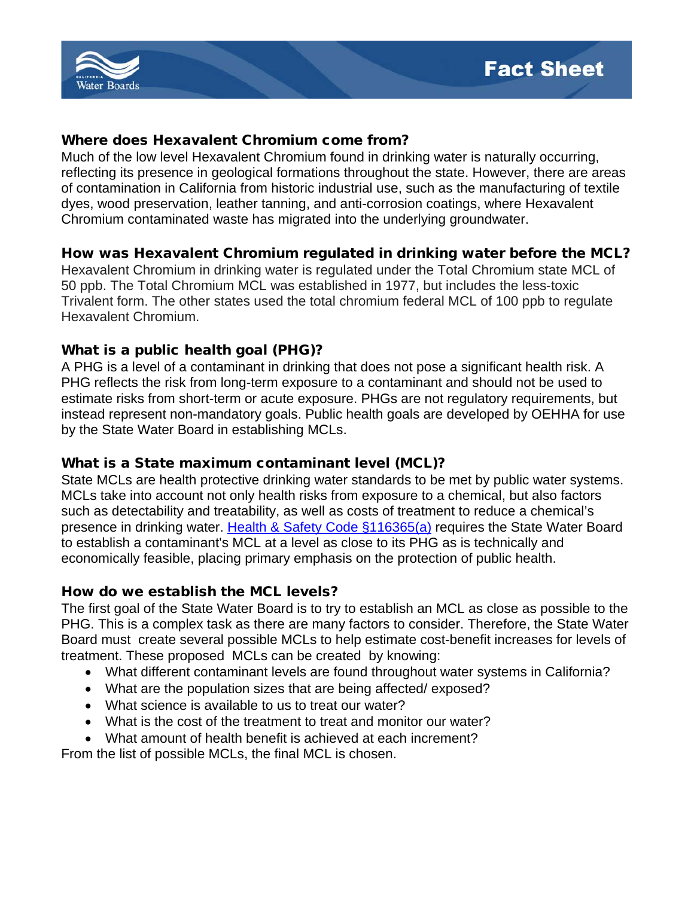### Where does Hexavalent Chromium come from?

Much of the low level Hexavalent Chromium found in drinking water is naturally occurring, reflecting its presence in geological formations throughout the state. However, there are areas of contamination in California from historic industrial use, such as the manufacturing of textile dyes, wood preservation, leather tanning, and anti-corrosion coatings, where Hexavalent Chromium contaminated waste has migrated into the underlying groundwater.

### How was Hexavalent Chromium regulated in drinking water before the MCL?

Hexavalent Chromium in drinking water is regulated under the Total Chromium state MCL of 50 ppb. The Total Chromium MCL was established in 1977, but includes the less-toxic Trivalent form. The other states used the total chromium federal MCL of 100 ppb to regulate Hexavalent Chromium.

### What is a public health goal (PHG)?

A PHG is a level of a contaminant in drinking that does not pose a significant health risk. A PHG reflects the risk from long-term exposure to a contaminant and should not be used to estimate risks from short-term or acute exposure. PHGs are not regulatory requirements, but instead represent non-mandatory goals. Public health goals are developed by OEHHA for use by the State Water Board in establishing MCLs.

### What is a State maximum contaminant level (MCL)?

State MCLs are health protective drinking water standards to be met by public water systems. MCLs take into account not only health risks from exposure to a chemical, but also factors such as detectability and treatability, as well as costs of treatment to reduce a chemical's presence in drinking water. Health & Safety Code §116365(a) requires the State Water Board to establish a contaminant's MCL at a level as close to its PHG as is technically and economically feasible, placing primary emphasis on the protection of public health.

### How do we establish the MCL levels?

The first goal of the State Water Board is to try to establish an MCL as close as possible to the PHG. This is a complex task as there are many factors to consider. Therefore, the State Water Board must create several possible MCLs to help estimate cost-benefit increases for levels of treatment. These proposed MCLs can be created by knowing:

- What different contaminant levels are found throughout water systems in California?
- What are the population sizes that are being affected/ exposed?
- What science is available to us to treat our water?
- What is the cost of the treatment to treat and monitor our water?
- What amount of health benefit is achieved at each increment?

From the list of possible MCLs, the final MCL is chosen.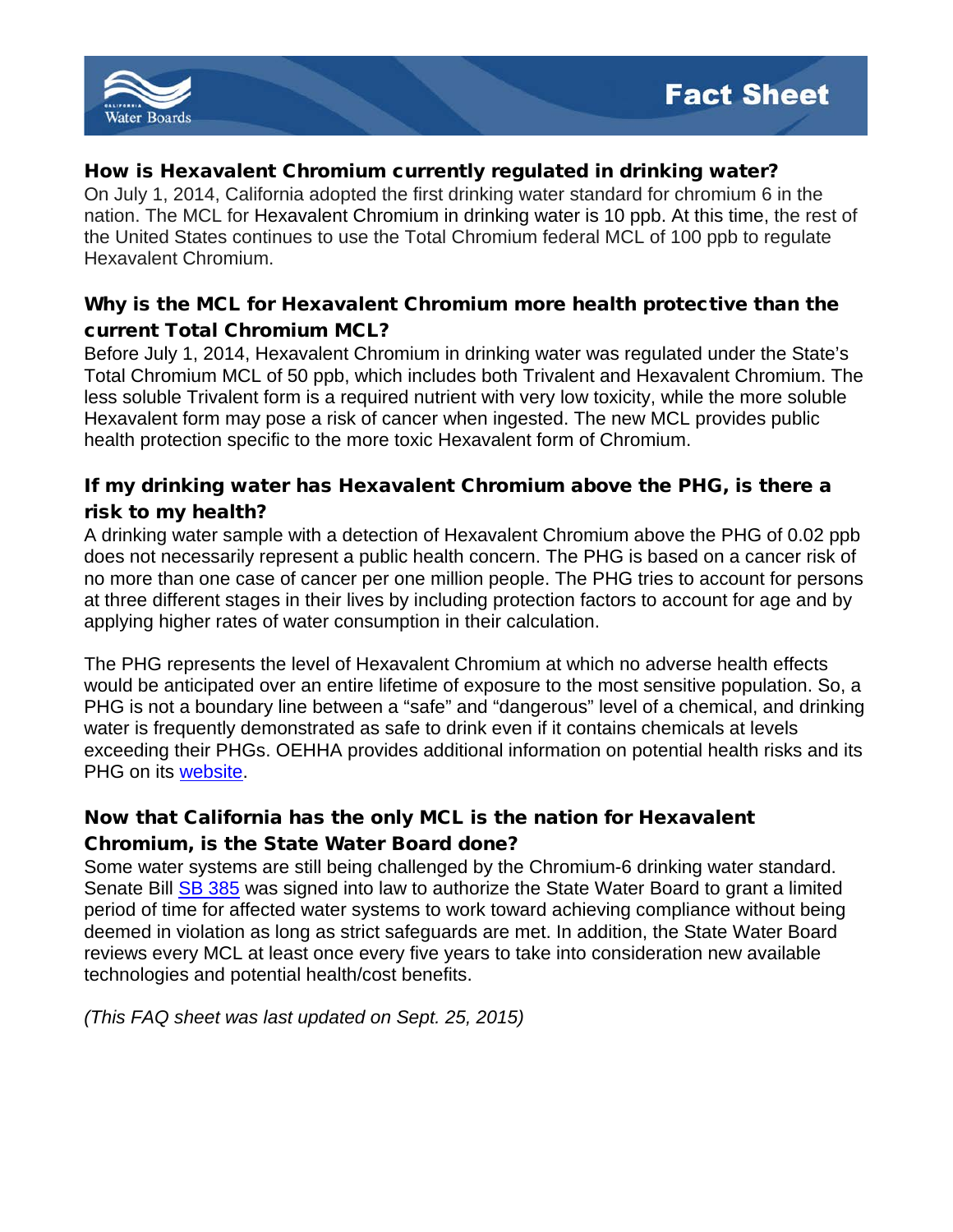### How is Hexavalent Chromium currently regulated in drinking water?

On July 1, 2014, California adopted the first drinking water standard for chromium 6 in the nation. The MCL for Hexavalent Chromium in drinking water is 10 ppb. At this time, the rest of the United States continues to use the Total Chromium federal MCL of 100 ppb to regulate Hexavalent Chromium.

### Why is the MCL for Hexavalent Chromium more health protective than the current Total Chromium MCL?

Before July 1, 2014, Hexavalent Chromium in drinking water was regulated under the State's Total Chromium MCL of 50 ppb, which includes both Trivalent and Hexavalent Chromium. The less soluble Trivalent form is a required nutrient with very low toxicity, while the more soluble Hexavalent form may pose a risk of cancer when ingested. The new MCL provides public health protection specific to the more toxic Hexavalent form of Chromium.

### If my drinking water has Hexavalent Chromium above the PHG, is there a risk to my health?

A drinking water sample with a detection of Hexavalent Chromium above the PHG of 0.02 ppb does not necessarily represent a public health concern. The PHG is based on a cancer risk of no more than one case of cancer per one million people. The PHG tries to account for persons at three different stages in their lives by including protection factors to account for age and by applying higher rates of water consumption in their calculation.

The PHG represents the level of Hexavalent Chromium at which no adverse health effects would be anticipated over an entire lifetime of exposure to the most sensitive population. So, a PHG is not a boundary line between a "safe" and "dangerous" level of a chemical, and drinking water is frequently demonstrated as safe to drink even if it contains chemicals at levels exceeding their PHGs. OEHHA provides additional information on potential health risks and its PHG on its website.

### Now that California has the only MCL is the nation for Hexavalent Chromium, is the State Water Board done?

Some water systems are still being challenged by the Chromium-6 drinking water standard. Senate Bill SB 385 was signed into law to authorize the State Water Board to grant a limited period of time for affected water systems to work toward achieving compliance without being deemed in violation as long as strict safeguards are met. In addition, the State Water Board reviews every MCL at least once every five years to take into consideration new available technologies and potential health/cost benefits.

*(This FAQ sheet was last updated on Sept. 25, 2015)*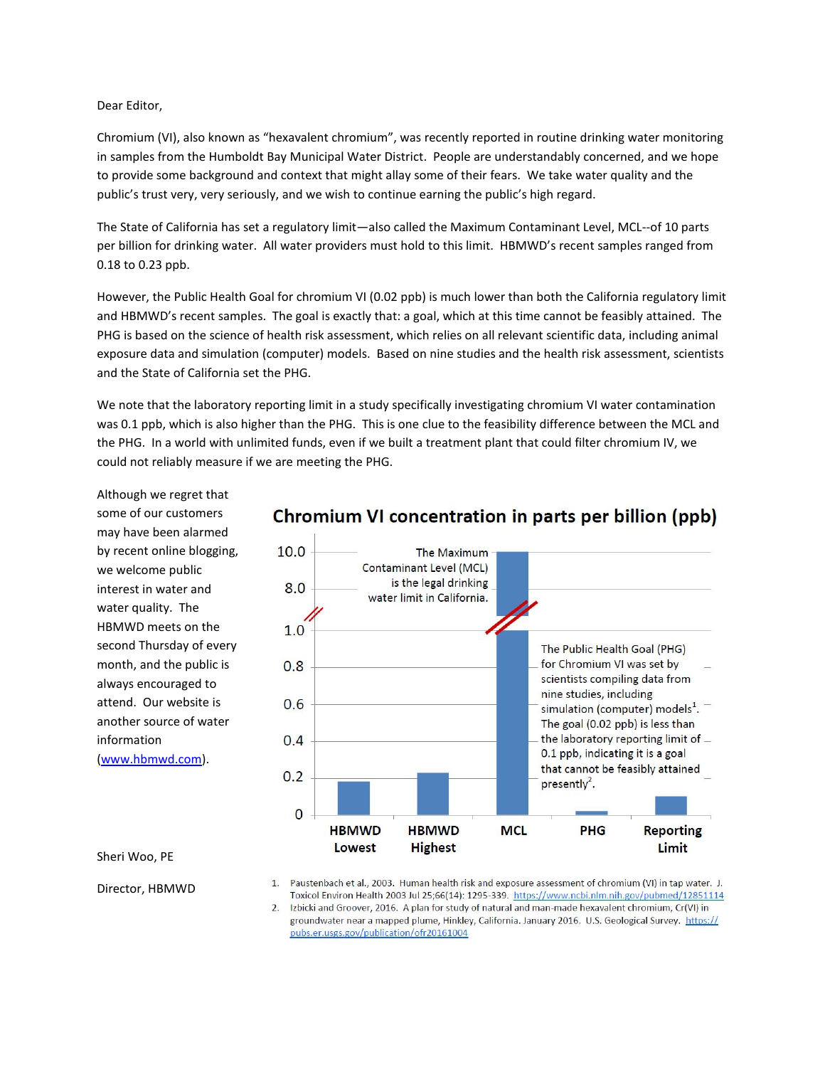Dear Editor,

Chromium (VI), also known as "hexavalent chromium", was recently reported in routine drinking water monitoring in samples from the Humboldt Bay Municipal Water District. People are understandably concerned, and we hope to provide some background and context that might allay some of their fears. We take water quality and the public's trust very, very seriously, and we wish to continue earning the public's high regard.

The State of California has set a regulatory limit—also called the Maximum Contaminant Level, MCL--of 10 parts per billion for drinking water. All water providers must hold to this limit. HBMWD's recent samples ranged from 0.18 to 0.23 ppb.

However, the Public Health Goal for chromium VI (0.02 ppb) is much lower than both the California regulatory limit and HBMWD's recent samples. The goal is exactly that: a goal, which at this time cannot be feasibly attained. The PHG is based on the science of health risk assessment, which relies on all relevant scientific data, including animal exposure data and simulation (computer) models. Based on nine studies and the health risk assessment, scientists and the State of California set the PHG.

We note that the laboratory reporting limit in a study specifically investigating chromium VI water contamination was 0.1 ppb, which is also higher than the PHG. This is one clue to the feasibility difference between the MCL and the PHG. In a world with unlimited funds, even if we built a treatment plant that could filter chromium IV, we could not reliably measure if we are meeting the PHG.

Although we regret that some of our customers may have been alarmed by recent online blogging, we welcome public interest in water and water quality. The HBMWD meets on the second Thursday of every month, and the public is always encouraged to attend. Our website is another source of water information ([www.hbmwd.com](www.hbmwd.com)).

Sheri Woo, PE

Director, HBMWD

**Chromium VI concentration in parts per billion (ppb)**

10.0
8.0
1.0
0.8
0.6
0.4
0.2
0

HBMWD Lowest
HBMWD Highest
MCL
PHG
Reporting Limit

The Maximum Contaminant Level (MCL) is the legal drinking water limit in California.

The Public Health Goal (PHG) for Chromium VI was set by scientists compiling data from nine studies, including simulation (computer) models[1]. The goal (0.02 ppb) is less than the laboratory reporting limit of 0.1 ppb, indicating it is a goal that cannot be feasibly attained presently[2].

1. Paustenbach et al., 2003. Human health risk and exposure assessment of chromium (VI) in tap water. J. Toxicol Environ Health 2003 Jul 25;66(14): 1295-339. https://www.ncbi.nlm.nih.gov/pubmed/12851114
2. Izbicki and Groover, 2016. A plan for study of natural and man-made hexavalent chromium, Cr(VI) in groundwater near a mapped plume, Hinkley, California. January 2016. U.S. Geological Survey. https://pubs.er.usgs.gov/publication/ofr20161004